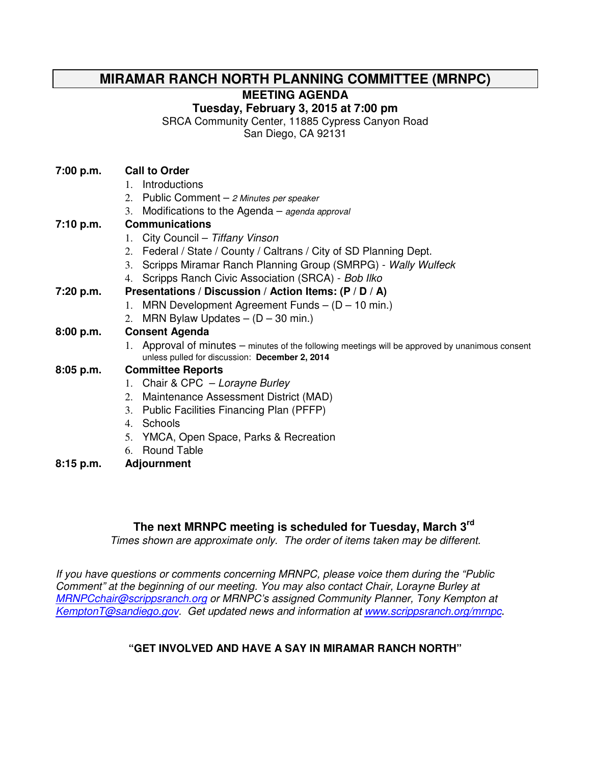# MIRAMAR RANCH NORTH PLANNING COMMITTEE (MRNPC)

## MEETING AGENDA

**Tuesday, February 3, 2015 at 7:00 pm**

SRCA Community Center, 11885 Cypress Canyon Road
San Diego, CA 92131

**7:00 p.m. Call to Order**

1. Introductions
2. Public Comment – *2 Minutes per speaker*
3. Modifications to the Agenda – *agenda approval*

**7:10 p.m. Communications**

1. City Council – *Tiffany Vinson*
2. Federal / State / County / Caltrans / City of SD Planning Dept.
3. Scripps Miramar Ranch Planning Group (SMRPG) - *Wally Wulfeck*
4. Scripps Ranch Civic Association (SRCA) - *Bob Ilko*

**7:20 p.m. Presentations / Discussion / Action Items: (P / D / A)**

1. MRN Development Agreement Funds – (D – 10 min.)
2. MRN Bylaw Updates – (D – 30 min.)

**8:00 p.m. Consent Agenda**

1. Approval of minutes – minutes of the following meetings will be approved by unanimous consent unless pulled for discussion: **December 2, 2014**

**8:05 p.m. Committee Reports**

1. Chair & CPC – *Lorayne Burley*
2. Maintenance Assessment District (MAD)
3. Public Facilities Financing Plan (PFFP)
4. Schools
5. YMCA, Open Space, Parks & Recreation
6. Round Table

**8:15 p.m. Adjournment**

**The next MRNPC meeting is scheduled for Tuesday, March 3rd**

*Times shown are approximate only. The order of items taken may be different.*

*If you have questions or comments concerning MRNPC, please voice them during the "Public Comment" at the beginning of our meeting. You may also contact Chair, Lorayne Burley at MRNPCchair@scrippsranch.org or MRNPC's assigned Community Planner, Tony Kempton at KemptonT@sandiego.gov. Get updated news and information at www.scrippsranch.org/mrnpc.*

**"GET INVOLVED AND HAVE A SAY IN MIRAMAR RANCH NORTH"**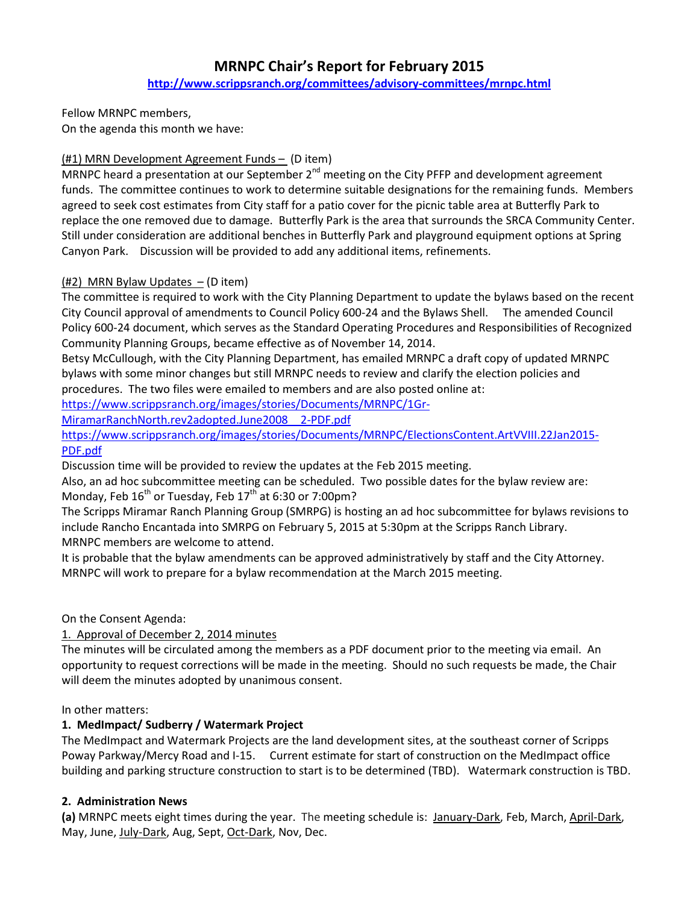# MRNPC Chair's Report for February 2015

**http://www.scrippsranch.org/committees/advisory-committees/mrnpc.html**

Fellow MRNPC members,
On the agenda this month we have:

(#1) MRN Development Agreement Funds – (D item)
MRNPC heard a presentation at our September 2nd meeting on the City PFFP and development agreement funds. The committee continues to work to determine suitable designations for the remaining funds. Members agreed to seek cost estimates from City staff for a patio cover for the picnic table area at Butterfly Park to replace the one removed due to damage. Butterfly Park is the area that surrounds the SRCA Community Center. Still under consideration are additional benches in Butterfly Park and playground equipment options at Spring Canyon Park. Discussion will be provided to add any additional items, refinements.

(#2) MRN Bylaw Updates – (D item)
The committee is required to work with the City Planning Department to update the bylaws based on the recent City Council approval of amendments to Council Policy 600-24 and the Bylaws Shell. The amended Council Policy 600-24 document, which serves as the Standard Operating Procedures and Responsibilities of Recognized Community Planning Groups, became effective as of November 14, 2014.
Betsy McCullough, with the City Planning Department, has emailed MRNPC a draft copy of updated MRNPC bylaws with some minor changes but still MRNPC needs to review and clarify the election policies and procedures. The two files were emailed to members and are also posted online at:
https://www.scrippsranch.org/images/stories/Documents/MRNPC/1Gr-MiramarRanchNorth.rev2adopted.June2008 2-PDF.pdf
https://www.scrippsranch.org/images/stories/Documents/MRNPC/ElectionsContent.ArtVVIII.22Jan2015-PDF.pdf
Discussion time will be provided to review the updates at the Feb 2015 meeting.
Also, an ad hoc subcommittee meeting can be scheduled. Two possible dates for the bylaw review are: Monday, Feb 16th or Tuesday, Feb 17th at 6:30 or 7:00pm?
The Scripps Miramar Ranch Planning Group (SMRPG) is hosting an ad hoc subcommittee for bylaws revisions to include Rancho Encantada into SMRPG on February 5, 2015 at 5:30pm at the Scripps Ranch Library.
MRNPC members are welcome to attend.
It is probable that the bylaw amendments can be approved administratively by staff and the City Attorney.
MRNPC will work to prepare for a bylaw recommendation at the March 2015 meeting.

On the Consent Agenda:
1. Approval of December 2, 2014 minutes
The minutes will be circulated among the members as a PDF document prior to the meeting via email. An opportunity to request corrections will be made in the meeting. Should no such requests be made, the Chair will deem the minutes adopted by unanimous consent.

In other matters:

**1. MedImpact/ Sudberry / Watermark Project**

The MedImpact and Watermark Projects are the land development sites, at the southeast corner of Scripps Poway Parkway/Mercy Road and I-15. Current estimate for start of construction on the MedImpact office building and parking structure construction to start is to be determined (TBD). Watermark construction is TBD.

**2. Administration News**

**(a)** MRNPC meets eight times during the year. The meeting schedule is: January-Dark, Feb, March, April-Dark, May, June, July-Dark, Aug, Sept, Oct-Dark, Nov, Dec.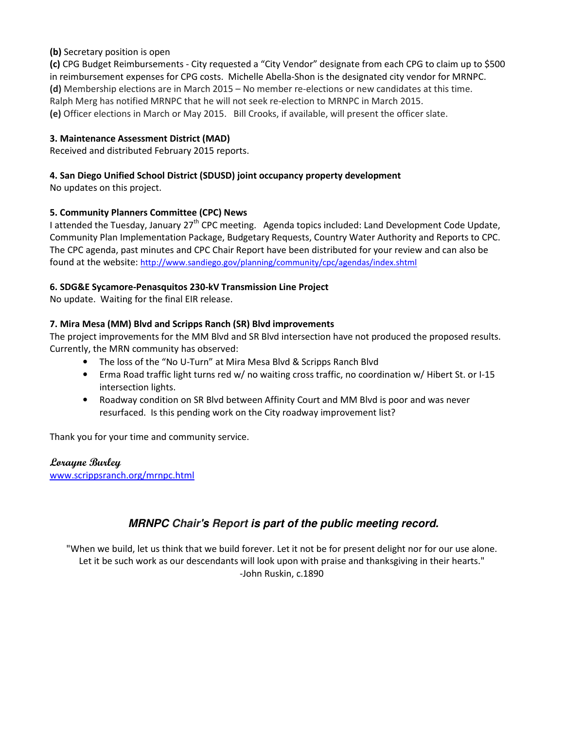**(b)** Secretary position is open

**(c)** CPG Budget Reimbursements - City requested a "City Vendor" designate from each CPG to claim up to $500 in reimbursement expenses for CPG costs. Michelle Abella-Shon is the designated city vendor for MRNPC.

**(d)** Membership elections are in March 2015 – No member re-elections or new candidates at this time. Ralph Merg has notified MRNPC that he will not seek re-election to MRNPC in March 2015.

**(e)** Officer elections in March or May 2015. Bill Crooks, if available, will present the officer slate.

**3. Maintenance Assessment District (MAD)**

Received and distributed February 2015 reports.

**4. San Diego Unified School District (SDUSD) joint occupancy property development**

No updates on this project.

**5. Community Planners Committee (CPC) News**

I attended the Tuesday, January 27th CPC meeting. Agenda topics included: Land Development Code Update, Community Plan Implementation Package, Budgetary Requests, Country Water Authority and Reports to CPC. The CPC agenda, past minutes and CPC Chair Report have been distributed for your review and can also be found at the website: http://www.sandiego.gov/planning/community/cpc/agendas/index.shtml

**6. SDG&E Sycamore-Penasquitos 230-kV Transmission Line Project**

No update. Waiting for the final EIR release.

**7. Mira Mesa (MM) Blvd and Scripps Ranch (SR) Blvd improvements**

The project improvements for the MM Blvd and SR Blvd intersection have not produced the proposed results. Currently, the MRN community has observed:

- The loss of the "No U-Turn" at Mira Mesa Blvd & Scripps Ranch Blvd
- Erma Road traffic light turns red w/ no waiting cross traffic, no coordination w/ Hibert St. or I-15 intersection lights.
- Roadway condition on SR Blvd between Affinity Court and MM Blvd is poor and was never resurfaced. Is this pending work on the City roadway improvement list?

Thank you for your time and community service.

**Lorayne Burley**

www.scrippsranch.org/mrnpc.html

***MRNPC Chair's Report is part of the public meeting record.***

"When we build, let us think that we build forever. Let it not be for present delight nor for our use alone. Let it be such work as our descendants will look upon with praise and thanksgiving in their hearts."
-John Ruskin, c.1890